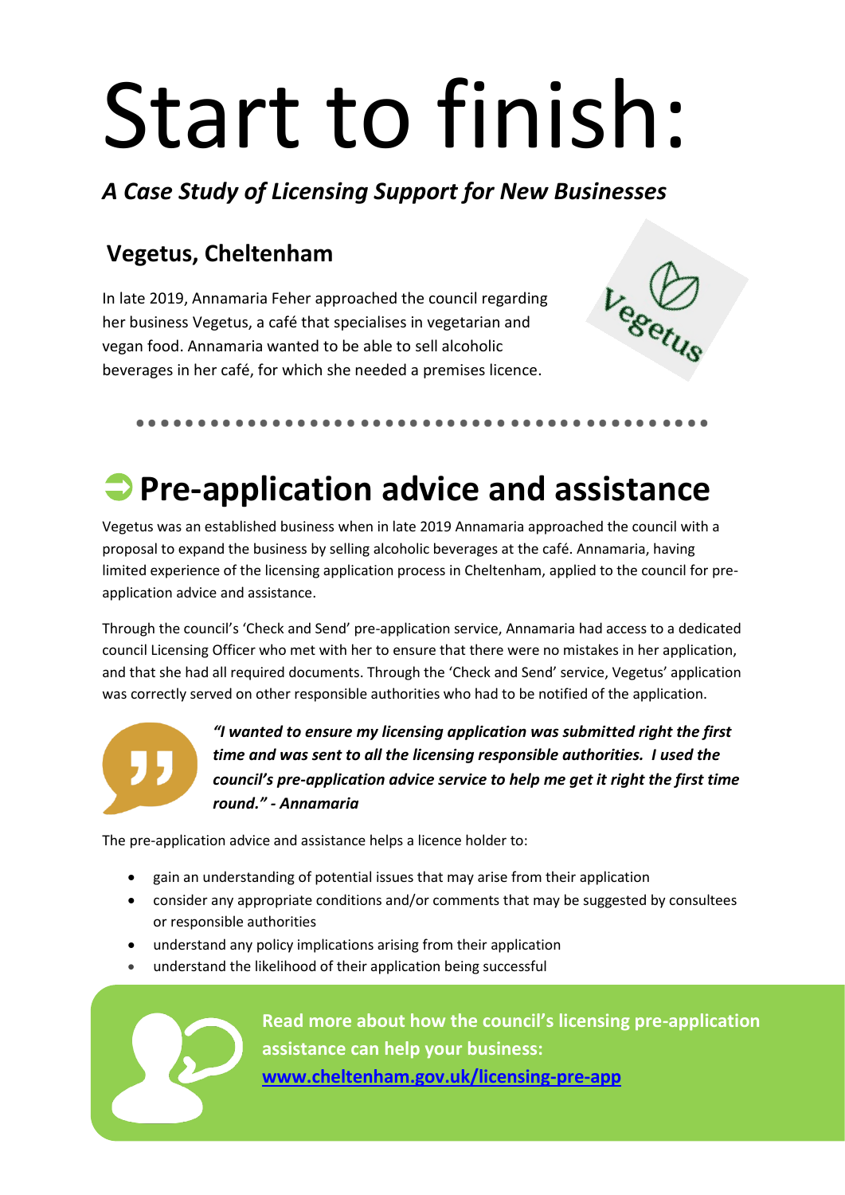# Start to finish:

***A Case Study of Licensing Support for New Businesses***

## Vegetus, Cheltenham

In late 2019, Annamaria Feher approached the council regarding her business Vegetus, a café that specialises in vegetarian and vegan food. Annamaria wanted to be able to sell alcoholic beverages in her café, for which she needed a premises licence.

## Pre-application advice and assistance

Vegetus was an established business when in late 2019 Annamaria approached the council with a proposal to expand the business by selling alcoholic beverages at the café. Annamaria, having limited experience of the licensing application process in Cheltenham, applied to the council for pre-application advice and assistance.

Through the council's 'Check and Send' pre-application service, Annamaria had access to a dedicated council Licensing Officer who met with her to ensure that there were no mistakes in her application, and that she had all required documents. Through the 'Check and Send' service, Vegetus' application was correctly served on other responsible authorities who had to be notified of the application.

***"I wanted to ensure my licensing application was submitted right the first time and was sent to all the licensing responsible authorities. I used the council's pre-application advice service to help me get it right the first time round." - Annamaria***

The pre-application advice and assistance helps a licence holder to:

- gain an understanding of potential issues that may arise from their application
- consider any appropriate conditions and/or comments that may be suggested by consultees or responsible authorities
- understand any policy implications arising from their application
- understand the likelihood of their application being successful

**Read more about how the council's licensing pre-application assistance can help your business: [www.cheltenham.gov.uk/licensing-pre-app](http://www.cheltenham.gov.uk/licensing-pre-app)**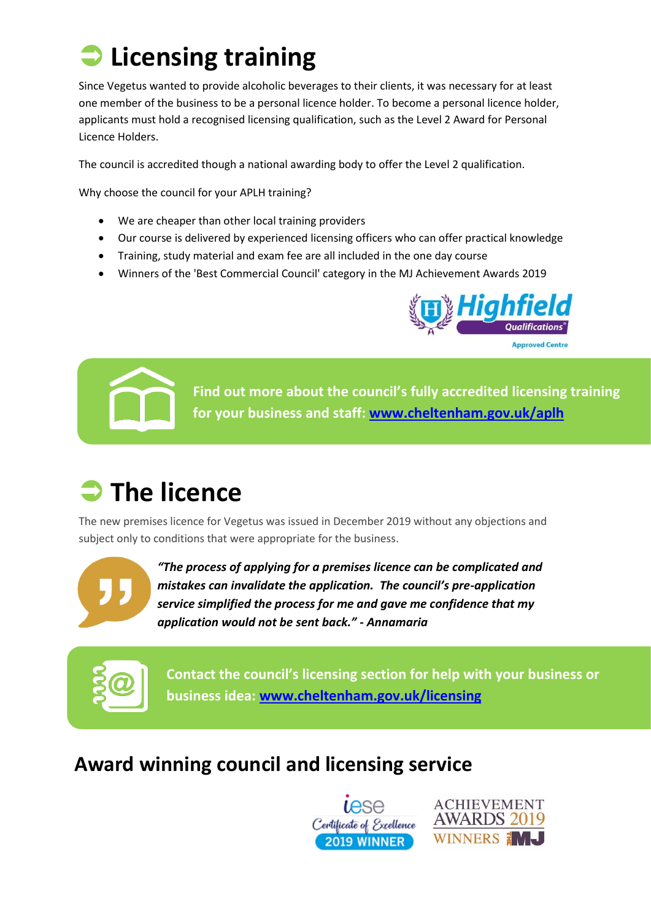# Licensing training

Since Vegetus wanted to provide alcoholic beverages to their clients, it was necessary for at least one member of the business to be a personal licence holder. To become a personal licence holder, applicants must hold a recognised licensing qualification, such as the Level 2 Award for Personal Licence Holders.

The council is accredited though a national awarding body to offer the Level 2 qualification.

Why choose the council for your APLH training?

- We are cheaper than other local training providers
- Our course is delivered by experienced licensing officers who can offer practical knowledge
- Training, study material and exam fee are all included in the one day course
- Winners of the 'Best Commercial Council' category in the MJ Achievement Awards 2019

Highfield Qualifications Approved Centre

**Find out more about the council's fully accredited licensing training for your business and staff: [www.cheltenham.gov.uk/aplh](www.cheltenham.gov.uk/aplh)**

# The licence

The new premises licence for Vegetus was issued in December 2019 without any objections and subject only to conditions that were appropriate for the business.

***"The process of applying for a premises licence can be complicated and mistakes can invalidate the application. The council's pre-application service simplified the process for me and gave me confidence that my application would not be sent back." - Annamaria***

**Contact the council's licensing section for help with your business or business idea: [www.cheltenham.gov.uk/licensing](www.cheltenham.gov.uk/licensing)**

## Award winning council and licensing service

iese Certificate of Excellence 2019 WINNER

ACHIEVEMENT AWARDS 2019 WINNERS MJ